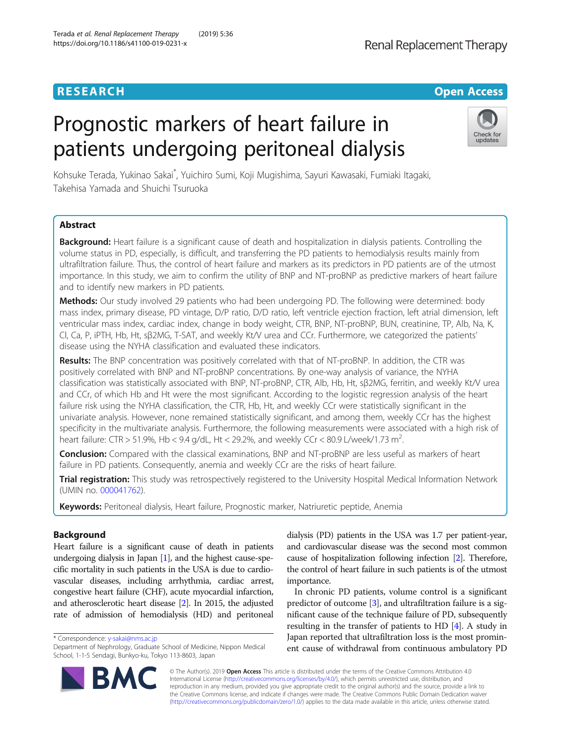RESEARCH

Open Access

# Prognostic markers of heart failure in patients undergoing peritoneal dialysis

Kohsuke Terada, Yukinao Sakai*, Yuichiro Sumi, Koji Mugishima, Sayuri Kawasaki, Fumiaki Itagaki, Takehisa Yamada and Shuichi Tsuruoka

## Abstract

**Background:** Heart failure is a significant cause of death and hospitalization in dialysis patients. Controlling the volume status in PD, especially, is difficult, and transferring the PD patients to hemodialysis results mainly from ultrafiltration failure. Thus, the control of heart failure and markers as its predictors in PD patients are of the utmost importance. In this study, we aim to confirm the utility of BNP and NT-proBNP as predictive markers of heart failure and to identify new markers in PD patients.

**Methods:** Our study involved 29 patients who had been undergoing PD. The following were determined: body mass index, primary disease, PD vintage, D/P ratio, D/D ratio, left ventricle ejection fraction, left atrial dimension, left ventricular mass index, cardiac index, change in body weight, CTR, BNP, NT-proBNP, BUN, creatinine, TP, Alb, Na, K, Cl, Ca, P, iPTH, Hb, Ht, sβ2MG, T-SAT, and weekly Kt/V urea and CCr. Furthermore, we categorized the patients' disease using the NYHA classification and evaluated these indicators.

**Results:** The BNP concentration was positively correlated with that of NT-proBNP. In addition, the CTR was positively correlated with BNP and NT-proBNP concentrations. By one-way analysis of variance, the NYHA classification was statistically associated with BNP, NT-proBNP, CTR, Alb, Hb, Ht, sβ2MG, ferritin, and weekly Kt/V urea and CCr, of which Hb and Ht were the most significant. According to the logistic regression analysis of the heart failure risk using the NYHA classification, the CTR, Hb, Ht, and weekly CCr were statistically significant in the univariate analysis. However, none remained statistically significant, and among them, weekly CCr has the highest specificity in the multivariate analysis. Furthermore, the following measurements were associated with a high risk of heart failure: CTR > 51.9%, Hb < 9.4 g/dL, Ht < 29.2%, and weekly CCr < 80.9 L/week/1.73 $m^2$.

**Conclusion:** Compared with the classical examinations, BNP and NT-proBNP are less useful as markers of heart failure in PD patients. Consequently, anemia and weekly CCr are the risks of heart failure.

**Trial registration:** This study was retrospectively registered to the University Hospital Medical Information Network (UMIN no. 000041762).

**Keywords:** Peritoneal dialysis, Heart failure, Prognostic marker, Natriuretic peptide, Anemia

## Background

Heart failure is a significant cause of death in patients undergoing dialysis in Japan [1], and the highest cause-specific mortality in such patients in the USA is due to cardiovascular diseases, including arrhythmia, cardiac arrest, congestive heart failure (CHF), acute myocardial infarction, and atherosclerotic heart disease [2]. In 2015, the adjusted rate of admission of hemodialysis (HD) and peritoneal dialysis (PD) patients in the USA was 1.7 per patient-year, and cardiovascular disease was the second most common cause of hospitalization following infection [2]. Therefore, the control of heart failure in such patients is of the utmost importance.

In chronic PD patients, volume control is a significant predictor of outcome [3], and ultrafiltration failure is a significant cause of the technique failure of PD, subsequently resulting in the transfer of patients to HD [4]. A study in Japan reported that ultrafiltration loss is the most prominent cause of withdrawal from continuous ambulatory PD

\* Correspondence: y-sakai@nms.ac.jp
Department of Nephrology, Graduate School of Medicine, Nippon Medical School, 1-1-5 Sendagi, Bunkyo-ku, Tokyo 113-8603, Japan

© The Author(s). 2019 **Open Access** This article is distributed under the terms of the Creative Commons Attribution 4.0 International License (http://creativecommons.org/licenses/by/4.0/), which permits unrestricted use, distribution, and reproduction in any medium, provided you give appropriate credit to the original author(s) and the source, provide a link to the Creative Commons license, and indicate if changes were made. The Creative Commons Public Domain Dedication waiver (http://creativecommons.org/publicdomain/zero/1.0/) applies to the data made available in this article, unless otherwise stated.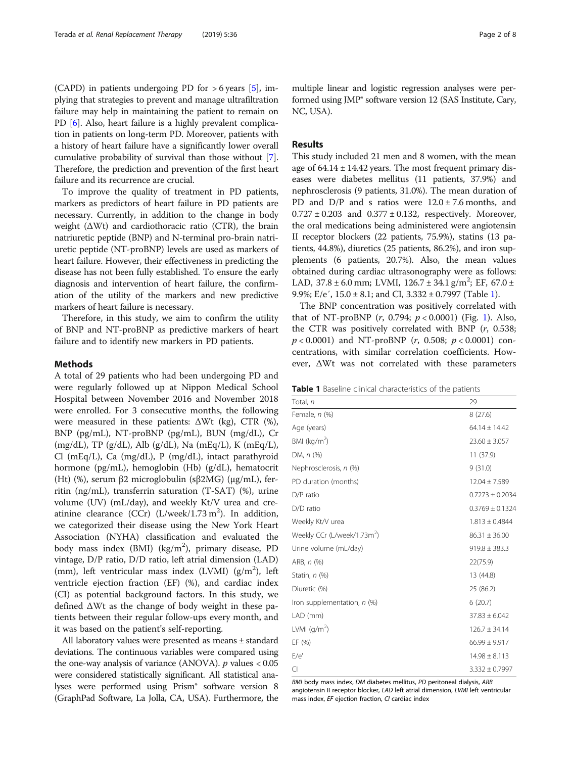(CAPD) in patients undergoing PD for > 6 years [5], implying that strategies to prevent and manage ultrafiltration failure may help in maintaining the patient to remain on PD [6]. Also, heart failure is a highly prevalent complication in patients on long-term PD. Moreover, patients with a history of heart failure have a significantly lower overall cumulative probability of survival than those without [7]. Therefore, the prediction and prevention of the first heart failure and its recurrence are crucial.

To improve the quality of treatment in PD patients, markers as predictors of heart failure in PD patients are necessary. Currently, in addition to the change in body weight (ΔWt) and cardiothoracic ratio (CTR), the brain natriuretic peptide (BNP) and N-terminal pro-brain natriuretic peptide (NT-proBNP) levels are used as markers of heart failure. However, their effectiveness in predicting the disease has not been fully established. To ensure the early diagnosis and intervention of heart failure, the confirmation of the utility of the markers and new predictive markers of heart failure is necessary.

Therefore, in this study, we aim to confirm the utility of BNP and NT-proBNP as predictive markers of heart failure and to identify new markers in PD patients.

## Methods

A total of 29 patients who had been undergoing PD and were regularly followed up at Nippon Medical School Hospital between November 2016 and November 2018 were enrolled. For 3 consecutive months, the following were measured in these patients: ΔWt (kg), CTR (%), BNP (pg/mL), NT-proBNP (pg/mL), BUN (mg/dL), Cr (mg/dL), TP (g/dL), Alb (g/dL), Na (mEq/L), K (mEq/L), Cl (mEq/L), Ca (mg/dL), P (mg/dL), intact parathyroid hormone (pg/mL), hemoglobin (Hb) (g/dL), hematocrit (Ht) (%), serum β2 microglobulin (sβ2MG) (μg/mL), ferritin (ng/mL), transferrin saturation (T-SAT) (%), urine volume (UV) (mL/day), and weekly Kt/V urea and creatinine clearance (CCr) (L/week/1.73 $m^2$). In addition, we categorized their disease using the New York Heart Association (NYHA) classification and evaluated the body mass index (BMI) (kg/$m^2$), primary disease, PD vintage, D/P ratio, D/D ratio, left atrial dimension (LAD) (mm), left ventricular mass index (LVMI) (g/$m^2$), left ventricle ejection fraction (EF) (%), and cardiac index (CI) as potential background factors. In this study, we defined ΔWt as the change of body weight in these patients between their regular follow-ups every month, and it was based on the patient's self-reporting.

All laboratory values were presented as means ± standard deviations. The continuous variables were compared using the one-way analysis of variance (ANOVA). $p$ values < 0.05 were considered statistically significant. All statistical analyses were performed using Prism® software version 8 (GraphPad Software, La Jolla, CA, USA). Furthermore, the multiple linear and logistic regression analyses were performed using JMP® software version 12 (SAS Institute, Cary, NC, USA).

## Results

This study included 21 men and 8 women, with the mean age of 64.14 ± 14.42 years. The most frequent primary diseases were diabetes mellitus (11 patients, 37.9%) and nephrosclerosis (9 patients, 31.0%). The mean duration of PD and D/P and s ratios were 12.0 ± 7.6 months, and 0.727 ± 0.203 and 0.377 ± 0.132, respectively. Moreover, the oral medications being administered were angiotensin II receptor blockers (22 patients, 75.9%), statins (13 patients, 44.8%), diuretics (25 patients, 86.2%), and iron supplements (6 patients, 20.7%). Also, the mean values obtained during cardiac ultrasonography were as follows: LAD, 37.8 ± 6.0 mm; LVMI, 126.7 ± 34.1 g/$m^2$; EF, 67.0 ± 9.9%; E/e′, 15.0 ± 8.1; and CI, 3.332 ± 0.7997 (Table 1).

The BNP concentration was positively correlated with that of NT-proBNP ($r$, 0.794; $p$ < 0.0001) (Fig. 1). Also, the CTR was positively correlated with BNP ($r$, 0.538; $p$ < 0.0001) and NT-proBNP ($r$, 0.508; $p$ < 0.0001) concentrations, with similar correlation coefficients. However, ΔWt was not correlated with these parameters

**Table 1** Baseline clinical characteristics of the patients

| Total, $n$ | 29 |
|---|---|
| Female, $n$ (%) | 8 (27.6) |
| Age (years) | 64.14 ± 14.42 |
| BMI (kg/$m^2$) | 23.60 ± 3.057 |
| DM, $n$ (%) | 11 (37.9) |
| Nephrosclerosis, $n$ (%) | 9 (31.0) |
| PD duration (months) | 12.04 ± 7.589 |
| D/P ratio | 0.7273 ± 0.2034 |
| D/D ratio | 0.3769 ± 0.1324 |
| Weekly Kt/V urea | 1.813 ± 0.4844 |
| Weekly CCr (L/week/1.73$m^2$) | 86.31 ± 36.00 |
| Urine volume (mL/day) | 919.8 ± 383.3 |
| ARB, $n$ (%) | 22(75.9) |
| Statin, $n$ (%) | 13 (44.8) |
| Diuretic (%) | 25 (86.2) |
| Iron supplementation, $n$ (%) | 6 (20.7) |
| LAD (mm) | 37.83 ± 6.042 |
| LVMI (g/$m^2$) | 126.7 ± 34.14 |
| EF (%) | 66.99 ± 9.917 |
| E/e' | 14.98 ± 8.113 |
| CI | 3.332 ± 0.7997 |

*BMI* body mass index, *DM* diabetes mellitus, *PD* peritoneal dialysis, *ARB* angiotensin II receptor blocker, *LAD* left atrial dimension, *LVMI* left ventricular mass index, *EF* ejection fraction, *CI* cardiac index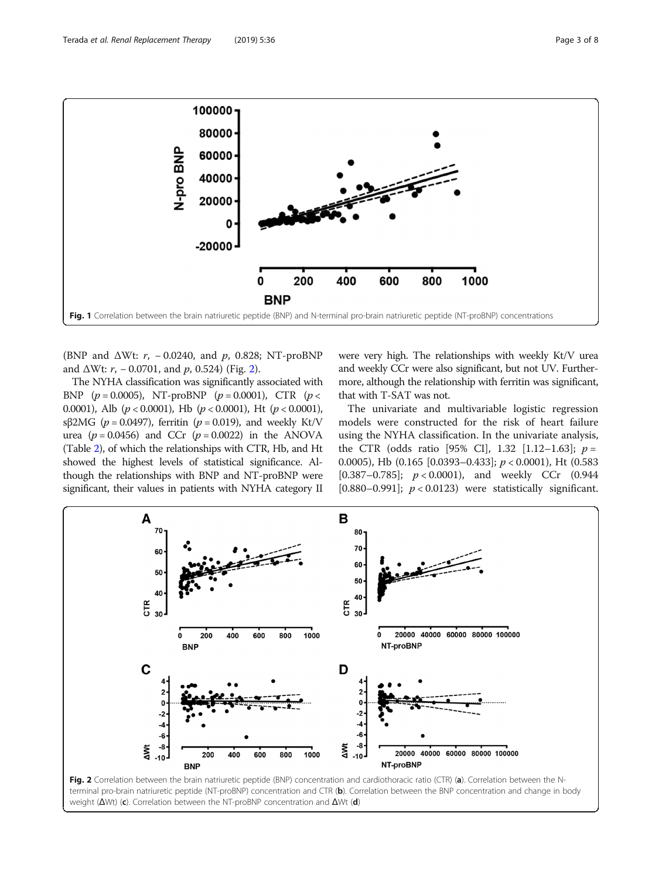Fig. 1 Correlation between the brain natriuretic peptide (BNP) and N-terminal pro-brain natriuretic peptide (NT-proBNP) concentrations

(BNP and ΔWt: $r$, − 0.0240, and $p$, 0.828; NT-proBNP and ΔWt: $r$, − 0.0701, and $p$, 0.524) (Fig. 2).

The NYHA classification was significantly associated with BNP ($p = 0.0005$), NT-proBNP ($p = 0.0001$), CTR ($p < 0.0001$), Alb ($p < 0.0001$), Hb ($p < 0.0001$), Ht ($p < 0.0001$), sβ2MG ($p = 0.0497$), ferritin ($p = 0.019$), and weekly Kt/V urea ($p = 0.0456$) and CCr ($p = 0.0022$) in the ANOVA (Table 2), of which the relationships with CTR, Hb, and Ht showed the highest levels of statistical significance. Although the relationships with BNP and NT-proBNP were significant, their values in patients with NYHA category II were very high. The relationships with weekly Kt/V urea and weekly CCr were also significant, but not UV. Furthermore, although the relationship with ferritin was significant, that with T-SAT was not.

The univariate and multivariable logistic regression models were constructed for the risk of heart failure using the NYHA classification. In the univariate analysis, the CTR (odds ratio [95% CI], 1.32 [1.12–1.63]; $p = 0.0005$), Hb (0.165 [0.0393–0.433]; $p < 0.0001$), Ht (0.583 [0.387–0.785]; $p < 0.0001$), and weekly CCr (0.944 [0.880–0.991]; $p < 0.0123$) were statistically significant.

Fig. 2 Correlation between the brain natriuretic peptide (BNP) concentration and cardiothoracic ratio (CTR) (**a**). Correlation between the N-terminal pro-brain natriuretic peptide (NT-proBNP) concentration and CTR (**b**). Correlation between the BNP concentration and change in body weight (ΔWt) (**c**). Correlation between the NT-proBNP concentration and ΔWt (**d**)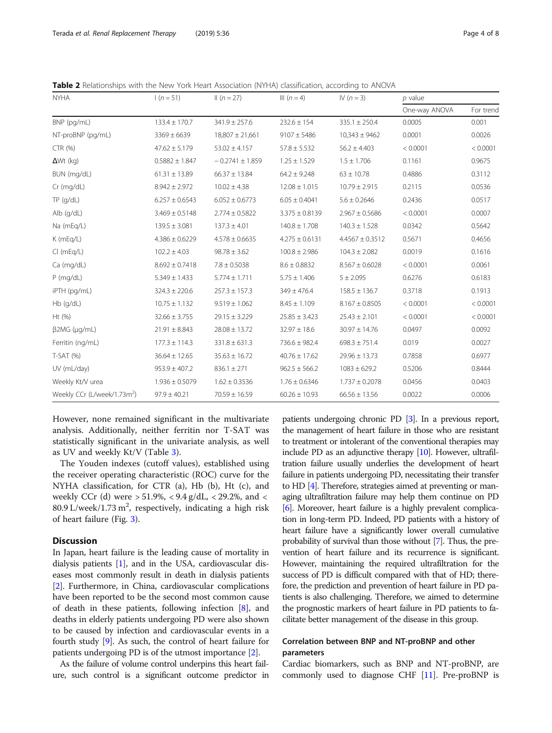**Table 2** Relationships with the New York Heart Association (NYHA) classification, according to ANOVA

| NYHA | I ($n = 51$) | II ($n = 27$) | III ($n = 4$) | IV ($n = 3$) | $p$ value | |
|---|---|---|---|---|---|---|
| | | | | | One-way ANOVA | For trend |
| BNP (pg/mL) | 133.4 ± 170.7 | 341.9 ± 257.6 | 232.6 ± 154 | 335.1 ± 250.4 | 0.0005 | 0.001 |
| NT-proBNP (pg/mL) | 3369 ± 6639 | 18,807 ± 21,661 | 9107 ± 5486 | 10,343 ± 9462 | 0.0001 | 0.0026 |
| CTR (%) | 47.62 ± 5.179 | 53.02 ± 4.157 | 57.8 ± 5.532 | 56.2 ± 4.403 | < 0.0001 | < 0.0001 |
| ΔWt (kg) | 0.5882 ± 1.847 | − 0.2741 ± 1.859 | 1.25 ± 1.529 | 1.5 ± 1.706 | 0.1161 | 0.9675 |
| BUN (mg/dL) | 61.31 ± 13.89 | 66.37 ± 13.84 | 64.2 ± 9.248 | 63 ± 10.78 | 0.4886 | 0.3112 |
| Cr (mg/dL) | 8.942 ± 2.972 | 10.02 ± 4.38 | 12.08 ± 1.015 | 10.79 ± 2.915 | 0.2115 | 0.0536 |
| TP (g/dL) | 6.257 ± 0.6543 | 6.052 ± 0.6773 | 6.05 ± 0.4041 | 5.6 ± 0.2646 | 0.2436 | 0.0517 |
| Alb (g/dL) | 3.469 ± 0.5148 | 2.774 ± 0.5822 | 3.375 ± 0.8139 | 2.967 ± 0.5686 | < 0.0001 | 0.0007 |
| Na (mEq/L) | 139.5 ± 3.081 | 137.3 ± 4.01 | 140.8 ± 1.708 | 140.3 ± 1.528 | 0.0342 | 0.5642 |
| K (mEq/L) | 4.386 ± 0.6229 | 4.578 ± 0.6635 | 4.275 ± 0.6131 | 4.4567 ± 0.3512 | 0.5671 | 0.4656 |
| Cl (mEq/L) | 102.2 ± 4.03 | 98.78 ± 3.62 | 100.8 ± 2.986 | 104.3 ± 2.082 | 0.0019 | 0.1616 |
| Ca (mg/dL) | 8.692 ± 0.7418 | 7.8 ± 0.5038 | 8.6 ± 0.8832 | 8.567 ± 0.6028 | < 0.0001 | 0.0061 |
| P (mg/dL) | 5.349 ± 1.433 | 5.774 ± 1.711 | 5.75 ± 1.406 | 5 ± 2.095 | 0.6276 | 0.6183 |
| iPTH (pg/mL) | 324.3 ± 220.6 | 257.3 ± 157.3 | 349 ± 476.4 | 158.5 ± 136.7 | 0.3718 | 0.1913 |
| Hb (g/dL) | 10.75 ± 1.132 | 9.519 ± 1.062 | 8.45 ± 1.109 | 8.167 ± 0.8505 | < 0.0001 | < 0.0001 |
| Ht (%) | 32.66 ± 3.755 | 29.15 ± 3.229 | 25.85 ± 3.423 | 25.43 ± 2.101 | < 0.0001 | < 0.0001 |
| β2MG (μg/mL) | 21.91 ± 8.843 | 28.08 ± 13.72 | 32.97 ± 18.6 | 30.97 ± 14.76 | 0.0497 | 0.0092 |
| Ferritin (ng/mL) | 177.3 ± 114.3 | 331.8 ± 631.3 | 736.6 ± 982.4 | 698.3 ± 751.4 | 0.019 | 0.0027 |
| T-SAT (%) | 36.64 ± 12.65 | 35.63 ± 16.72 | 40.76 ± 17.62 | 29.96 ± 13.73 | 0.7858 | 0.6977 |
| UV (mL/day) | 953.9 ± 407.2 | 836.1 ± 271 | 962.5 ± 566.2 | 1083 ± 629.2 | 0.5206 | 0.8444 |
| Weekly Kt/V urea | 1.936 ± 0.5079 | 1.62 ± 0.3536 | 1.76 ± 0.6346 | 1.737 ± 0.2078 | 0.0456 | 0.0403 |
| Weekly CCr (L/week/1.73m$^2$) | 97.9 ± 40.21 | 70.59 ± 16.59 | 60.26 ± 10.93 | 66.56 ± 13.56 | 0.0022 | 0.0006 |

However, none remained significant in the multivariate analysis. Additionally, neither ferritin nor T-SAT was statistically significant in the univariate analysis, as well as UV and weekly Kt/V (Table 3).

The Youden indexes (cutoff values), established using the receiver operating characteristic (ROC) curve for the NYHA classification, for CTR (a), Hb (b), Ht (c), and weekly CCr (d) were > 51.9%, < 9.4 g/dL, < 29.2%, and < 80.9 L/week/1.73 m$^2$, respectively, indicating a high risk of heart failure (Fig. 3).

## Discussion

In Japan, heart failure is the leading cause of mortality in dialysis patients [1], and in the USA, cardiovascular diseases most commonly result in death in dialysis patients [2]. Furthermore, in China, cardiovascular complications have been reported to be the second most common cause of death in these patients, following infection [8], and deaths in elderly patients undergoing PD were also shown to be caused by infection and cardiovascular events in a fourth study [9]. As such, the control of heart failure for patients undergoing PD is of the utmost importance [2].

As the failure of volume control underpins this heart failure, such control is a significant outcome predictor in patients undergoing chronic PD [3]. In a previous report, the management of heart failure in those who are resistant to treatment or intolerant of the conventional therapies may include PD as an adjunctive therapy [10]. However, ultrafiltration failure usually underlies the development of heart failure in patients undergoing PD, necessitating their transfer to HD [4]. Therefore, strategies aimed at preventing or managing ultrafiltration failure may help them continue on PD [6]. Moreover, heart failure is a highly prevalent complication in long-term PD. Indeed, PD patients with a history of heart failure have a significantly lower overall cumulative probability of survival than those without [7]. Thus, the prevention of heart failure and its recurrence is significant. However, maintaining the required ultrafiltration for the success of PD is difficult compared with that of HD; therefore, the prediction and prevention of heart failure in PD patients is also challenging. Therefore, we aimed to determine the prognostic markers of heart failure in PD patients to facilitate better management of the disease in this group.

### Correlation between BNP and NT-proBNP and other parameters

Cardiac biomarkers, such as BNP and NT-proBNP, are commonly used to diagnose CHF [11]. Pre-proBNP is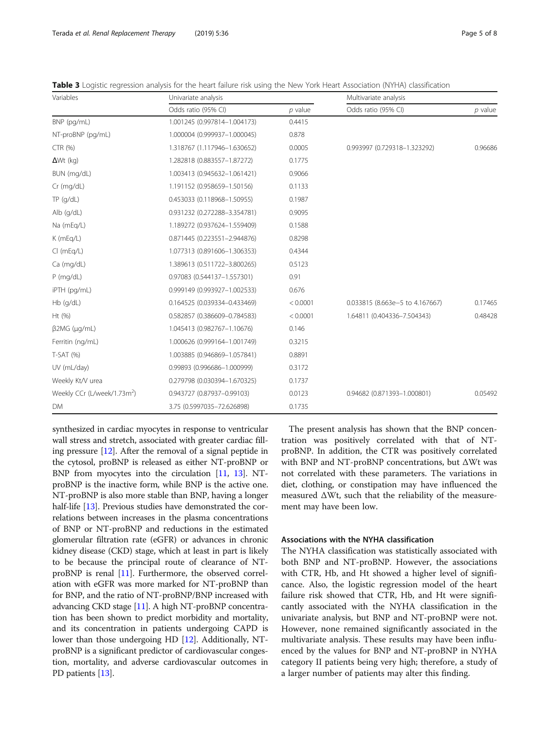**Table 3** Logistic regression analysis for the heart failure risk using the New York Heart Association (NYHA) classification

| Variables | Univariate analysis | | Multivariate analysis | |
|---|---|---|---|---|
| | Odds ratio (95% CI) | *p* value | Odds ratio (95% CI) | *p* value |
| BNP (pg/mL) | 1.001245 (0.997814–1.004173) | 0.4415 | | |
| NT-proBNP (pg/mL) | 1.000004 (0.999937–1.000045) | 0.878 | | |
| CTR (%) | 1.318767 (1.117946–1.630652) | 0.0005 | 0.993997 (0.729318–1.323292) | 0.96686 |
| ΔWt (kg) | 1.282818 (0.883557–1.87272) | 0.1775 | | |
| BUN (mg/dL) | 1.003413 (0.945632–1.061421) | 0.9066 | | |
| Cr (mg/dL) | 1.191152 (0.958659–1.50156) | 0.1133 | | |
| TP (g/dL) | 0.453033 (0.118968–1.50955) | 0.1987 | | |
| Alb (g/dL) | 0.931232 (0.272288–3.354781) | 0.9095 | | |
| Na (mEq/L) | 1.189272 (0.937624–1.559409) | 0.1588 | | |
| K (mEq/L) | 0.871445 (0.223551–2.944876) | 0.8298 | | |
| Cl (mEq/L) | 1.077313 (0.891606–1.306353) | 0.4344 | | |
| Ca (mg/dL) | 1.389613 (0.511722–3.800265) | 0.5123 | | |
| P (mg/dL) | 0.97083 (0.544137–1.557301) | 0.91 | | |
| iPTH (pg/mL) | 0.999149 (0.993927–1.002533) | 0.676 | | |
| Hb (g/dL) | 0.164525 (0.039334–0.433469) | < 0.0001 | 0.033815 (8.663e−5 to 4.167667) | 0.17465 |
| Ht (%) | 0.582857 (0.386609–0.784583) | < 0.0001 | 1.64811 (0.404336–7.504343) | 0.48428 |
| β2MG (μg/mL) | 1.045413 (0.982767–1.10676) | 0.146 | | |
| Ferritin (ng/mL) | 1.000626 (0.999164–1.001749) | 0.3215 | | |
| T-SAT (%) | 1.003885 (0.946869–1.057841) | 0.8891 | | |
| UV (mL/day) | 0.99893 (0.996686–1.000999) | 0.3172 | | |
| Weekly Kt/V urea | 0.279798 (0.030394–1.670325) | 0.1737 | | |
| Weekly CCr (L/week/1.73m$^2$) | 0.943727 (0.87937–0.99103) | 0.0123 | 0.94682 (0.871393–1.000801) | 0.05492 |
| DM | 3.75 (0.5997035–72.626898) | 0.1735 | | |

synthesized in cardiac myocytes in response to ventricular wall stress and stretch, associated with greater cardiac filling pressure [12]. After the removal of a signal peptide in the cytosol, proBNP is released as either NT-proBNP or BNP from myocytes into the circulation [11, 13]. NT-proBNP is the inactive form, while BNP is the active one. NT-proBNP is also more stable than BNP, having a longer half-life [13]. Previous studies have demonstrated the correlations between increases in the plasma concentrations of BNP or NT-proBNP and reductions in the estimated glomerular filtration rate (eGFR) or advances in chronic kidney disease (CKD) stage, which at least in part is likely to be because the principal route of clearance of NT-proBNP is renal [11]. Furthermore, the observed correlation with eGFR was more marked for NT-proBNP than for BNP, and the ratio of NT-proBNP/BNP increased with advancing CKD stage [11]. A high NT-proBNP concentration has been shown to predict morbidity and mortality, and its concentration in patients undergoing CAPD is lower than those undergoing HD [12]. Additionally, NT-proBNP is a significant predictor of cardiovascular congestion, mortality, and adverse cardiovascular outcomes in PD patients [13].

The present analysis has shown that the BNP concentration was positively correlated with that of NT-proBNP. In addition, the CTR was positively correlated with BNP and NT-proBNP concentrations, but ΔWt was not correlated with these parameters. The variations in diet, clothing, or constipation may have influenced the measured ΔWt, such that the reliability of the measurement may have been low.

### Associations with the NYHA classification

The NYHA classification was statistically associated with both BNP and NT-proBNP. However, the associations with CTR, Hb, and Ht showed a higher level of significance. Also, the logistic regression model of the heart failure risk showed that CTR, Hb, and Ht were significantly associated with the NYHA classification in the univariate analysis, but BNP and NT-proBNP were not. However, none remained significantly associated in the multivariate analysis. These results may have been influenced by the values for BNP and NT-proBNP in NYHA category II patients being very high; therefore, a study of a larger number of patients may alter this finding.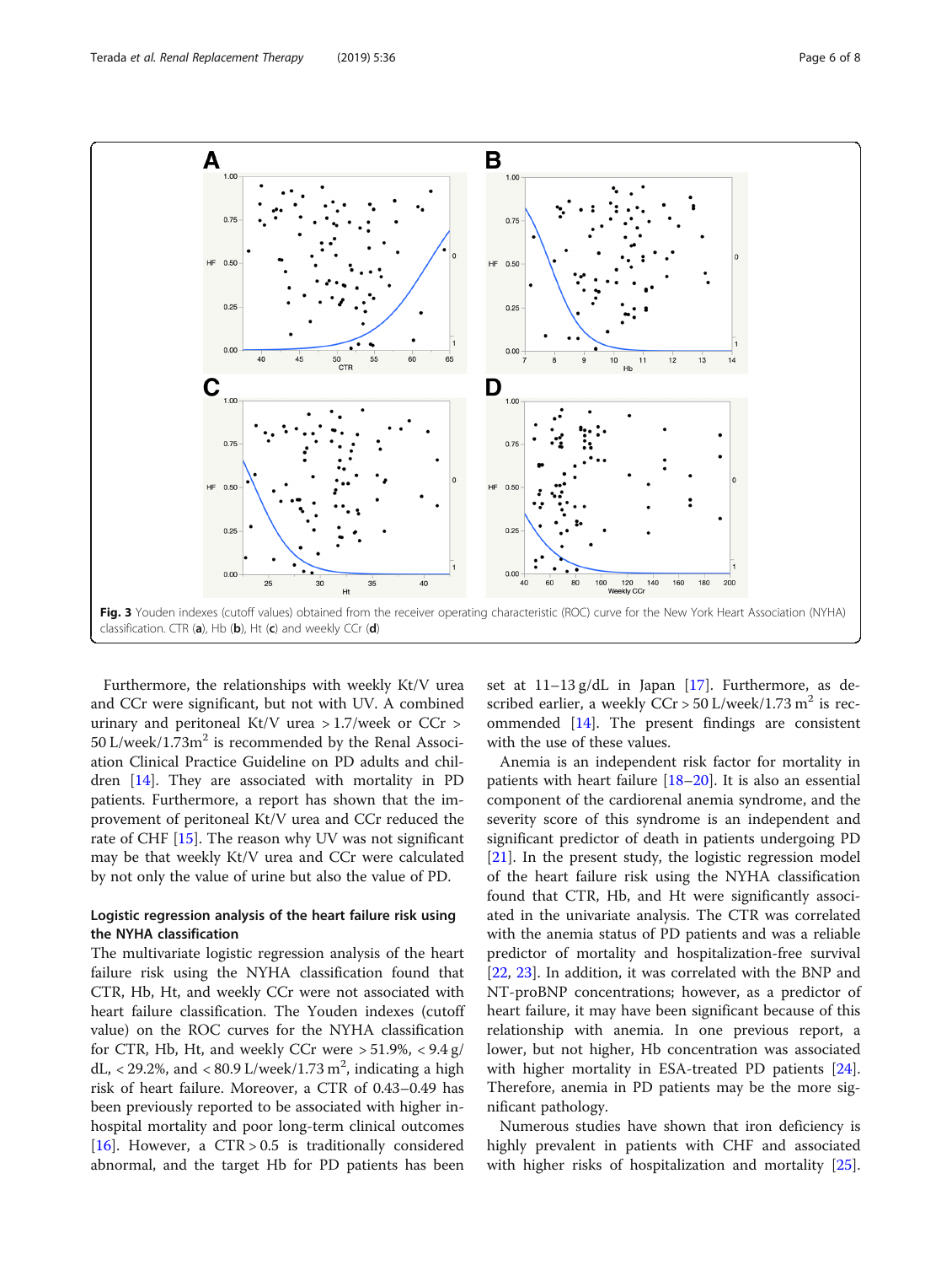**Fig. 3** Youden indexes (cutoff values) obtained from the receiver operating characteristic (ROC) curve for the New York Heart Association (NYHA) classification. CTR (**a**), Hb (**b**), Ht (**c**) and weekly CCr (**d**)

Furthermore, the relationships with weekly Kt/V urea and CCr were significant, but not with UV. A combined urinary and peritoneal Kt/V urea > 1.7/week or CCr > 50 L/week/1.73m$^2$ is recommended by the Renal Association Clinical Practice Guideline on PD adults and children [14]. They are associated with mortality in PD patients. Furthermore, a report has shown that the improvement of peritoneal Kt/V urea and CCr reduced the rate of CHF [15]. The reason why UV was not significant may be that weekly Kt/V urea and CCr were calculated by not only the value of urine but also the value of PD.

### Logistic regression analysis of the heart failure risk using the NYHA classification

The multivariate logistic regression analysis of the heart failure risk using the NYHA classification found that CTR, Hb, Ht, and weekly CCr were not associated with heart failure classification. The Youden indexes (cutoff value) on the ROC curves for the NYHA classification for CTR, Hb, Ht, and weekly CCr were > 51.9%, < 9.4 g/dL, < 29.2%, and < 80.9 L/week/1.73 m$^2$, indicating a high risk of heart failure. Moreover, a CTR of 0.43–0.49 has been previously reported to be associated with higher in-hospital mortality and poor long-term clinical outcomes [16]. However, a CTR > 0.5 is traditionally considered abnormal, and the target Hb for PD patients has been set at 11–13 g/dL in Japan [17]. Furthermore, as described earlier, a weekly CCr > 50 L/week/1.73 m$^2$ is recommended [14]. The present findings are consistent with the use of these values.

Anemia is an independent risk factor for mortality in patients with heart failure [18–20]. It is also an essential component of the cardiorenal anemia syndrome, and the severity score of this syndrome is an independent and significant predictor of death in patients undergoing PD [21]. In the present study, the logistic regression model of the heart failure risk using the NYHA classification found that CTR, Hb, and Ht were significantly associated in the univariate analysis. The CTR was correlated with the anemia status of PD patients and was a reliable predictor of mortality and hospitalization-free survival [22, 23]. In addition, it was correlated with the BNP and NT-proBNP concentrations; however, as a predictor of heart failure, it may have been significant because of this relationship with anemia. In one previous report, a lower, but not higher, Hb concentration was associated with higher mortality in ESA-treated PD patients [24]. Therefore, anemia in PD patients may be the more significant pathology.

Numerous studies have shown that iron deficiency is highly prevalent in patients with CHF and associated with higher risks of hospitalization and mortality [25].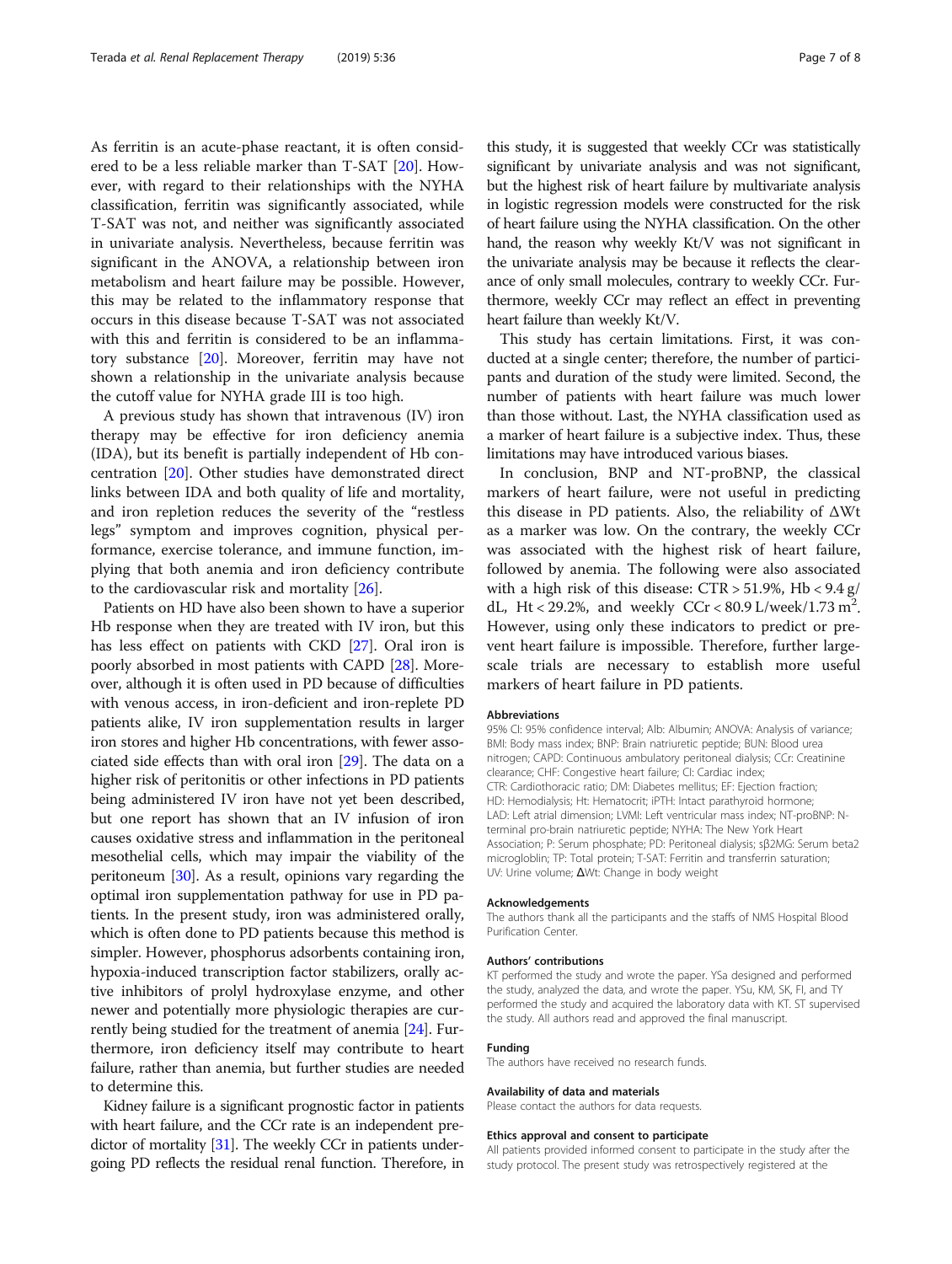As ferritin is an acute-phase reactant, it is often considered to be a less reliable marker than T-SAT [20]. However, with regard to their relationships with the NYHA classification, ferritin was significantly associated, while T-SAT was not, and neither was significantly associated in univariate analysis. Nevertheless, because ferritin was significant in the ANOVA, a relationship between iron metabolism and heart failure may be possible. However, this may be related to the inflammatory response that occurs in this disease because T-SAT was not associated with this and ferritin is considered to be an inflammatory substance [20]. Moreover, ferritin may have not shown a relationship in the univariate analysis because the cutoff value for NYHA grade III is too high.

A previous study has shown that intravenous (IV) iron therapy may be effective for iron deficiency anemia (IDA), but its benefit is partially independent of Hb concentration [20]. Other studies have demonstrated direct links between IDA and both quality of life and mortality, and iron repletion reduces the severity of the "restless legs" symptom and improves cognition, physical performance, exercise tolerance, and immune function, implying that both anemia and iron deficiency contribute to the cardiovascular risk and mortality [26].

Patients on HD have also been shown to have a superior Hb response when they are treated with IV iron, but this has less effect on patients with CKD [27]. Oral iron is poorly absorbed in most patients with CAPD [28]. Moreover, although it is often used in PD because of difficulties with venous access, in iron-deficient and iron-replete PD patients alike, IV iron supplementation results in larger iron stores and higher Hb concentrations, with fewer associated side effects than with oral iron [29]. The data on a higher risk of peritonitis or other infections in PD patients being administered IV iron have not yet been described, but one report has shown that an IV infusion of iron causes oxidative stress and inflammation in the peritoneal mesothelial cells, which may impair the viability of the peritoneum [30]. As a result, opinions vary regarding the optimal iron supplementation pathway for use in PD patients. In the present study, iron was administered orally, which is often done to PD patients because this method is simpler. However, phosphorus adsorbents containing iron, hypoxia-induced transcription factor stabilizers, orally active inhibitors of prolyl hydroxylase enzyme, and other newer and potentially more physiologic therapies are currently being studied for the treatment of anemia [24]. Furthermore, iron deficiency itself may contribute to heart failure, rather than anemia, but further studies are needed to determine this.

Kidney failure is a significant prognostic factor in patients with heart failure, and the CCr rate is an independent predictor of mortality [31]. The weekly CCr in patients undergoing PD reflects the residual renal function. Therefore, in this study, it is suggested that weekly CCr was statistically significant by univariate analysis and was not significant, but the highest risk of heart failure by multivariate analysis in logistic regression models were constructed for the risk of heart failure using the NYHA classification. On the other hand, the reason why weekly Kt/V was not significant in the univariate analysis may be because it reflects the clearance of only small molecules, contrary to weekly CCr. Furthermore, weekly CCr may reflect an effect in preventing heart failure than weekly Kt/V.

This study has certain limitations. First, it was conducted at a single center; therefore, the number of participants and duration of the study were limited. Second, the number of patients with heart failure was much lower than those without. Last, the NYHA classification used as a marker of heart failure is a subjective index. Thus, these limitations may have introduced various biases.

In conclusion, BNP and NT-proBNP, the classical markers of heart failure, were not useful in predicting this disease in PD patients. Also, the reliability of ΔWt as a marker was low. On the contrary, the weekly CCr was associated with the highest risk of heart failure, followed by anemia. The following were also associated with a high risk of this disease: CTR > 51.9%, Hb < 9.4 g/dL, Ht < 29.2%, and weekly CCr < 80.9 L/week/1.73 $m^2$. However, using only these indicators to predict or prevent heart failure is impossible. Therefore, further large-scale trials are necessary to establish more useful markers of heart failure in PD patients.

#### Abbreviations

95% CI: 95% confidence interval; Alb: Albumin; ANOVA: Analysis of variance; BMI: Body mass index; BNP: Brain natriuretic peptide; BUN: Blood urea nitrogen; CAPD: Continuous ambulatory peritoneal dialysis; CCr: Creatinine clearance; CHF: Congestive heart failure; CI: Cardiac index; CTR: Cardiothoracic ratio; DM: Diabetes mellitus; EF: Ejection fraction; HD: Hemodialysis; Ht: Hematocrit; iPTH: Intact parathyroid hormone; LAD: Left atrial dimension; LVMI: Left ventricular mass index; NT-proBNP: N-terminal pro-brain natriuretic peptide; NYHA: The New York Heart Association; P: Serum phosphate; PD: Peritoneal dialysis; sβ2MG: Serum beta2 microgloblin; TP: Total protein; T-SAT: Ferritin and transferrin saturation; UV: Urine volume; ΔWt: Change in body weight

#### Acknowledgements

The authors thank all the participants and the staffs of NMS Hospital Blood Purification Center.

#### Authors' contributions

KT performed the study and wrote the paper. YSa designed and performed the study, analyzed the data, and wrote the paper. YSu, KM, SK, FI, and TY performed the study and acquired the laboratory data with KT. ST supervised the study. All authors read and approved the final manuscript.

#### Funding

The authors have received no research funds.

#### Availability of data and materials

Please contact the authors for data requests.

#### Ethics approval and consent to participate

All patients provided informed consent to participate in the study after the study protocol. The present study was retrospectively registered at the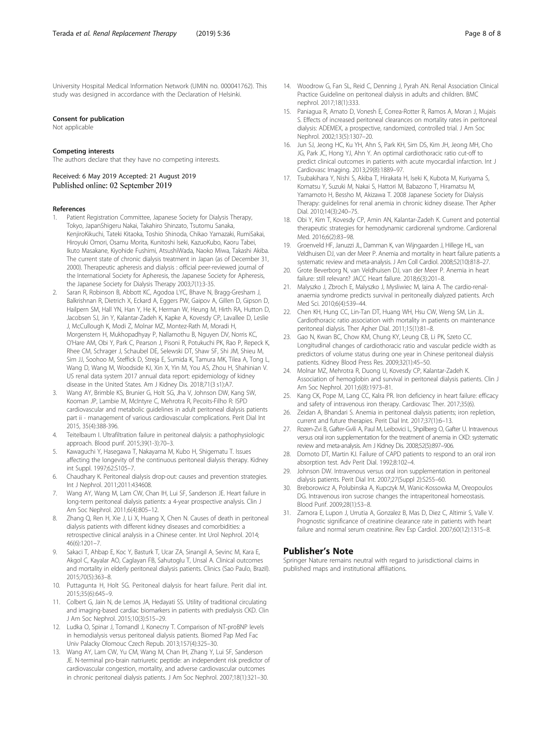University Hospital Medical Information Network (UMIN no. 000041762). This study was designed in accordance with the Declaration of Helsinki.

#### Consent for publication

Not applicable

#### Competing interests

The authors declare that they have no competing interests.

Received: 6 May 2019 Accepted: 21 August 2019
Published online: 02 September 2019

#### References

1. Patient Registration Committee, Japanese Society for Dialysis Therapy, Tokyo, JapanShigeru Nakai, Takahiro Shinzato, Tsutomu Sanaka, KenjiroKikuchi, Tateki Kitaoka, Toshio Shinoda, Chikao Yamazaki, RumiSakai, Hiroyuki Omori, Osamu Morita, Kunitoshi Iseki, KazuoKubo, Kaoru Tabei, Ikuto Masakane, Kiyohide Fushimi, AtsushiWada, Naoko Miwa, Takashi Akiba. The current state of chronic dialysis treatment in Japan (as of December 31, 2000). Therapeutic apheresis and dialysis : official peer-reviewed journal of the International Society for Apheresis, the Japanese Society for Apheresis, the Japanese Society for Dialysis Therapy 2003;7(1):3-35.
2. Saran R, Robinson B, Abbott KC, Agodoa LYC, Bhave N, Bragg-Gresham J, Balkrishnan R, Dietrich X, Eckard A, Eggers PW, Gaipov A, Gillen D, Gipson D, Hailpern SM, Hall YN, Han Y, He K, Herman W, Heung M, Hirth RA, Hutton D, Jacobsen SJ, Jin Y, Kalantar-Zadeh K, Kapke A, Kovesdy CP, Lavallee D, Leslie J, McCullough K, Modi Z, Molnar MZ, Montez-Rath M, Moradi H, Morgenstern H, Mukhopadhyay P, Nallamothu B, Nguyen DV, Norris KC, O'Hare AM, Obi Y, Park C, Pearson J, Pisoni R, Potukuchi PK, Rao P, Repeck K, Rhee CM, Schrager J, Schaubel DE, Selewski DT, Shaw SF, Shi JM, Shieu M, Sim JJ, Soohoo M, Steffick D, Streja E, Sumida K, Tamura MK, Tilea A, Tong L, Wang D, Wang M, Woodside KJ, Xin X, Yin M, You AS, Zhou H, Shahinian V. US renal data system 2017 annual data report: epidemiology of kidney disease in the United States. Am J Kidney Dis. 2018;71(3 s1):A7.
3. Wang AY, Brimble KS, Brunier G, Holt SG, Jha V, Johnson DW, Kang SW, Kooman JP, Lambie M, McIntyre C, Mehrotra R, Pecoits-Filho R: ISPD cardiovascular and metabolic guidelines in adult peritoneal dialysis patients part ii - management of various cardiovascular complications. Perit Dial Int 2015, 35(4):388-396.
4. Teitelbaum I. Ultrafiltration failure in peritoneal dialysis: a pathophysiologic approach. Blood purif. 2015;39(1-3):70–3.
5. Kawaguchi Y, Hasegawa T, Nakayama M, Kubo H, Shigematu T. Issues affecting the longevity of the continuous peritoneal dialysis therapy. Kidney int Suppl. 1997;62:S105–7.
6. Chaudhary K. Peritoneal dialysis drop-out: causes and prevention strategies. Int J Nephrol. 2011;2011:434608.
7. Wang AY, Wang M, Lam CW, Chan IH, Lui SF, Sanderson JE. Heart failure in long-term peritoneal dialysis patients: a 4-year prospective analysis. Clin J Am Soc Nephrol. 2011;6(4):805–12.
8. Zhang Q, Ren H, Xie J, Li X, Huang X, Chen N. Causes of death in peritoneal dialysis patients with different kidney diseases and comorbidities: a retrospective clinical analysis in a Chinese center. Int Urol Nephrol. 2014; 46(6):1201–7.
9. Sakaci T, Ahbap E, Koc Y, Basturk T, Ucar ZA, Sinangil A, Sevinc M, Kara E, Akgol C, Kayalar AO, Caglayan FB, Sahutoglu T, Unsal A. Clinical outcomes and mortality in elderly peritoneal dialysis patients. Clinics (Sao Paulo, Brazil). 2015;70(5):363–8.
10. Puttagunta H, Holt SG. Peritoneal dialysis for heart failure. Perit dial int. 2015;35(6):645–9.
11. Colbert G, Jain N, de Lemos JA, Hedayati SS. Utility of traditional circulating and imaging-based cardiac biomarkers in patients with predialysis CKD. Clin J Am Soc Nephrol. 2015;10(3):515–29.
12. Ludka O, Spinar J, Tomandl J, Konecny T. Comparison of NT-proBNP levels in hemodialysis versus peritoneal dialysis patients. Biomed Pap Med Fac Univ Palacky Olomouc Czech Repub. 2013;157(4):325–30.
13. Wang AY, Lam CW, Yu CM, Wang M, Chan IH, Zhang Y, Lui SF, Sanderson JE. N-terminal pro-brain natriuretic peptide: an independent risk predictor of cardiovascular congestion, mortality, and adverse cardiovascular outcomes in chronic peritoneal dialysis patients. J Am Soc Nephrol. 2007;18(1):321–30.
14. Woodrow G, Fan SL, Reid C, Denning J, Pyrah AN. Renal Association Clinical Practice Guideline on peritoneal dialysis in adults and children. BMC nephrol. 2017;18(1):333.
15. Paniagua R, Amato D, Vonesh E, Correa-Rotter R, Ramos A, Moran J, Mujais S. Effects of increased peritoneal clearances on mortality rates in peritoneal dialysis: ADEMEX, a prospective, randomized, controlled trial. J Am Soc Nephrol. 2002;13(5):1307–20.
16. Jun SJ, Jeong HC, Ku YH, Ahn S, Park KH, Sim DS, Kim JH, Jeong MH, Cho JG, Park JC, Hong YJ, Ahn Y. An optimal cardiothoracic ratio cut-off to predict clinical outcomes in patients with acute myocardial infarction. Int J Cardiovasc Imaging. 2013;29(8):1889–97.
17. Tsubakihara Y, Nishi S, Akiba T, Hirakata H, Iseki K, Kubota M, Kuriyama S, Komatsu Y, Suzuki M, Nakai S, Hattori M, Babazono T, Hiramatsu M, Yamamoto H, Bessho M, Akizawa T. 2008 Japanese Society for Dialysis Therapy: guidelines for renal anemia in chronic kidney disease. Ther Apher Dial. 2010;14(3):240–75.
18. Obi Y, Kim T, Kovesdy CP, Amin AN, Kalantar-Zadeh K. Current and potential therapeutic strategies for hemodynamic cardiorenal syndrome. Cardiorenal Med. 2016;6(2):83–98.
19. Groenveld HF, Januzzi JL, Damman K, van Wijngaarden J, Hillege HL, van Veldhuisen DJ, van der Meer P. Anemia and mortality in heart failure patients a systematic review and meta-analysis. J Am Coll Cardiol. 2008;52(10):818–27.
20. Grote Beverborg N, van Veldhuisen DJ, van der Meer P. Anemia in heart failure: still relevant? JACC Heart failure. 2018;6(3):201–8.
21. Malyszko J, Zbroch E, Malyszko J, Mysliwiec M, Iaina A. The cardio-renal-anaemia syndrome predicts survival in peritoneally dialyzed patients. Arch Med Sci. 2010;6(4):539–44.
22. Chen KH, Hung CC, Lin-Tan DT, Huang WH, Hsu CW, Weng SM, Lin JL. Cardiothoracic ratio association with mortality in patients on maintenance peritoneal dialysis. Ther Apher Dial. 2011;15(1):81–8.
23. Gao N, Kwan BC, Chow KM, Chung KY, Leung CB, Li PK, Szeto CC. Longitudinal changes of cardiothoracic ratio and vascular pedicle width as predictors of volume status during one year in Chinese peritoneal dialysis patients. Kidney Blood Press Res. 2009;32(1):45–50.
24. Molnar MZ, Mehrotra R, Duong U, Kovesdy CP, Kalantar-Zadeh K. Association of hemoglobin and survival in peritoneal dialysis patients. Clin J Am Soc Nephrol. 2011;6(8):1973–81.
25. Kang CK, Pope M, Lang CC, Kalra PR. Iron deficiency in heart failure: efficacy and safety of intravenous iron therapy. Cardiovasc Ther. 2017;35(6).
26. Zeidan A, Bhandari S. Anemia in peritoneal dialysis patients; iron repletion, current and future therapies. Perit Dial Int. 2017;37(1):6–13.
27. Rozen-Zvi B, Gafter-Gvili A, Paul M, Leibovici L, Shpilberg O, Gafter U. Intravenous versus oral iron supplementation for the treatment of anemia in CKD: systematic review and meta-analysis. Am J Kidney Dis. 2008;52(5):897–906.
28. Domoto DT, Martin KJ. Failure of CAPD patients to respond to an oral iron absorption test. Adv Perit Dial. 1992;8:102–4.
29. Johnson DW. Intravenous versus oral iron supplementation in peritoneal dialysis patients. Perit Dial Int. 2007;27(Suppl 2):S255–60.
30. Breborowicz A, Polubinska A, Kupczyk M, Wanic-Kossowka M, Oreopoulos DG. Intravenous iron sucrose changes the intraperitoneal homeostasis. Blood Purif. 2009;28(1):53–8.
31. Zamora E, Lupon J, Urrutia A, Gonzalez B, Mas D, Diez C, Altimir S, Valle V. Prognostic significance of creatinine clearance rate in patients with heart failure and normal serum creatinine. Rev Esp Cardiol. 2007;60(12):1315–8.

## Publisher's Note

Springer Nature remains neutral with regard to jurisdictional claims in published maps and institutional affiliations.